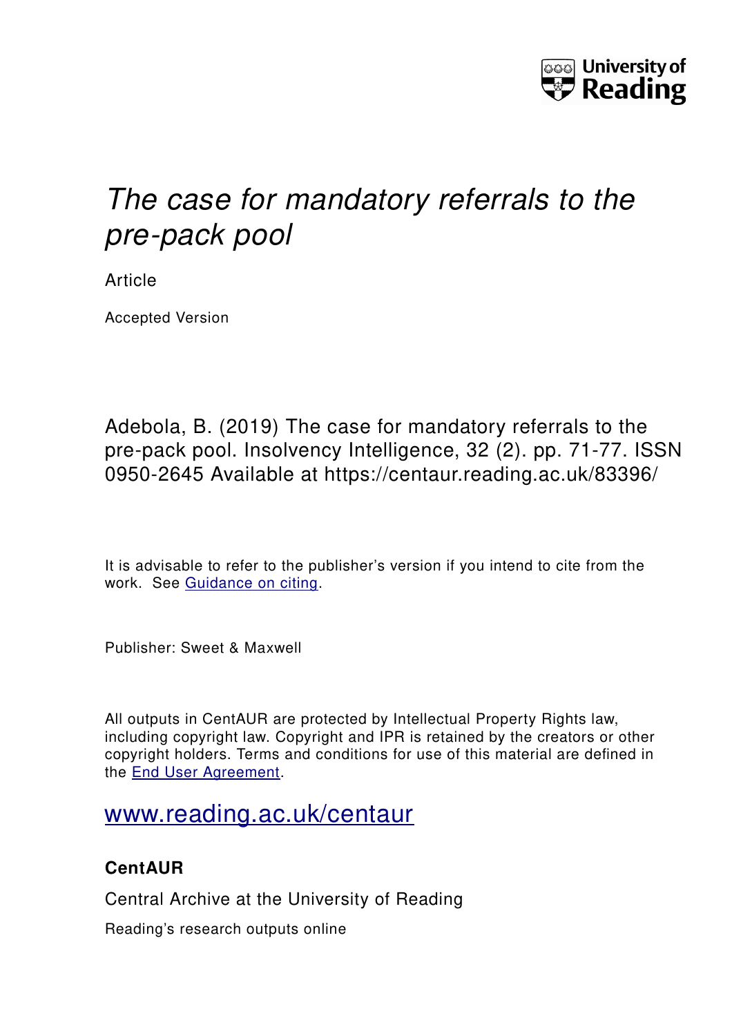# *The case for mandatory referrals to the pre-pack pool*

Article

Accepted Version

Adebola, B. (2019) The case for mandatory referrals to the pre-pack pool. Insolvency Intelligence, 32 (2). pp. 71-77. ISSN 0950-2645 Available at https://centaur.reading.ac.uk/83396/

It is advisable to refer to the publisher's version if you intend to cite from the work. See Guidance on citing.

Publisher: Sweet & Maxwell

All outputs in CentAUR are protected by Intellectual Property Rights law, including copyright law. Copyright and IPR is retained by the creators or other copyright holders. Terms and conditions for use of this material are defined in the End User Agreement.

www.reading.ac.uk/centaur

**CentAUR**

Central Archive at the University of Reading

Reading's research outputs online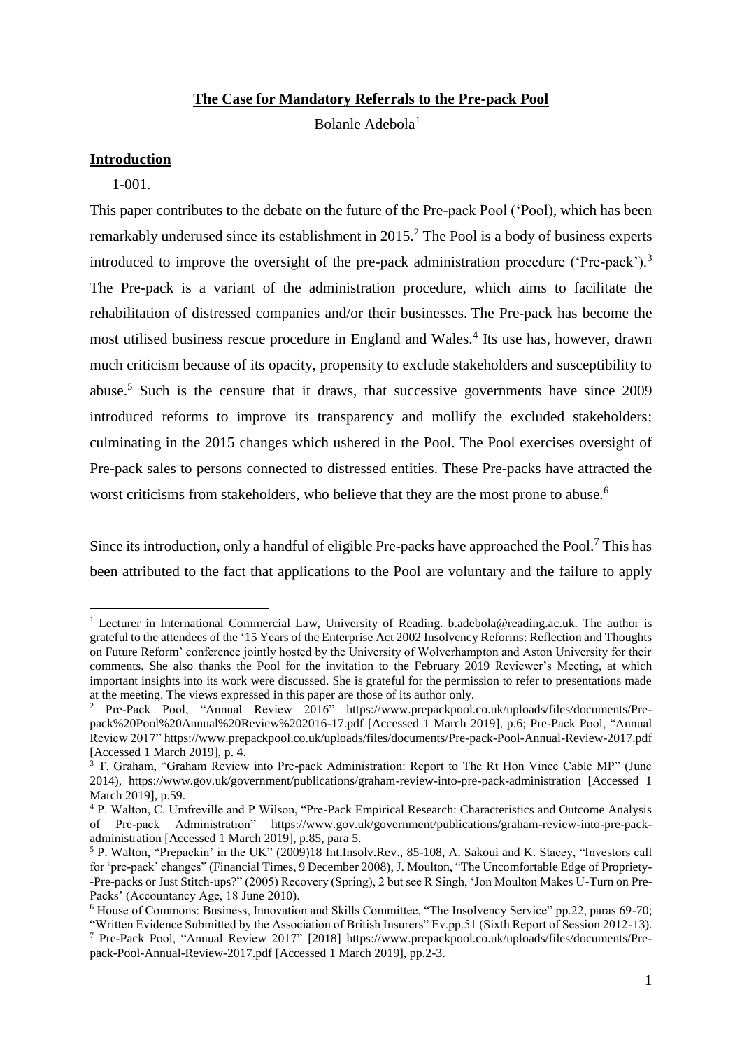**The Case for Mandatory Referrals to the Pre-pack Pool**

Bolanle Adebola[1]

## Introduction

1-001.

This paper contributes to the debate on the future of the Pre-pack Pool ('Pool), which has been remarkably underused since its establishment in 2015.[2] The Pool is a body of business experts introduced to improve the oversight of the pre-pack administration procedure ('Pre-pack').[3] The Pre-pack is a variant of the administration procedure, which aims to facilitate the rehabilitation of distressed companies and/or their businesses. The Pre-pack has become the most utilised business rescue procedure in England and Wales.[4] Its use has, however, drawn much criticism because of its opacity, propensity to exclude stakeholders and susceptibility to abuse.[5] Such is the censure that it draws, that successive governments have since 2009 introduced reforms to improve its transparency and mollify the excluded stakeholders; culminating in the 2015 changes which ushered in the Pool. The Pool exercises oversight of Pre-pack sales to persons connected to distressed entities. These Pre-packs have attracted the worst criticisms from stakeholders, who believe that they are the most prone to abuse.[6]

Since its introduction, only a handful of eligible Pre-packs have approached the Pool.[7] This has been attributed to the fact that applications to the Pool are voluntary and the failure to apply

---

[1] Lecturer in International Commercial Law, University of Reading. b.adebola@reading.ac.uk. The author is grateful to the attendees of the '15 Years of the Enterprise Act 2002 Insolvency Reforms: Reflection and Thoughts on Future Reform' conference jointly hosted by the University of Wolverhampton and Aston University for their comments. She also thanks the Pool for the invitation to the February 2019 Reviewer's Meeting, at which important insights into its work were discussed. She is grateful for the permission to refer to presentations made at the meeting. The views expressed in this paper are those of its author only.

[2] Pre-Pack Pool, "Annual Review 2016" https://www.prepackpool.co.uk/uploads/files/documents/Pre-pack%20Pool%20Annual%20Review%202016-17.pdf [Accessed 1 March 2019], p.6; Pre-Pack Pool, "Annual Review 2017" https://www.prepackpool.co.uk/uploads/files/documents/Pre-pack-Pool-Annual-Review-2017.pdf [Accessed 1 March 2019], p. 4.

[3] T. Graham, "Graham Review into Pre-pack Administration: Report to The Rt Hon Vince Cable MP" (June 2014), https://www.gov.uk/government/publications/graham-review-into-pre-pack-administration [Accessed 1 March 2019], p.59.

[4] P. Walton, C. Umfreville and P Wilson, "Pre-Pack Empirical Research: Characteristics and Outcome Analysis of Pre-pack Administration" https://www.gov.uk/government/publications/graham-review-into-pre-pack-administration [Accessed 1 March 2019], p.85, para 5.

[5] P. Walton, "Prepackin' in the UK" (2009)18 Int.Insolv.Rev., 85-108, A. Sakoui and K. Stacey, "Investors call for 'pre-pack' changes" (Financial Times, 9 December 2008), J. Moulton, "The Uncomfortable Edge of Propriety--Pre-packs or Just Stitch-ups?" (2005) Recovery (Spring), 2 but see R Singh, 'Jon Moulton Makes U-Turn on Pre-Packs' (Accountancy Age, 18 June 2010).

[6] House of Commons: Business, Innovation and Skills Committee, "The Insolvency Service" pp.22, paras 69-70; "Written Evidence Submitted by the Association of British Insurers" Ev.pp.51 (Sixth Report of Session 2012-13).

[7] Pre-Pack Pool, "Annual Review 2017" [2018] https://www.prepackpool.co.uk/uploads/files/documents/Pre-pack-Pool-Annual-Review-2017.pdf [Accessed 1 March 2019], pp.2-3.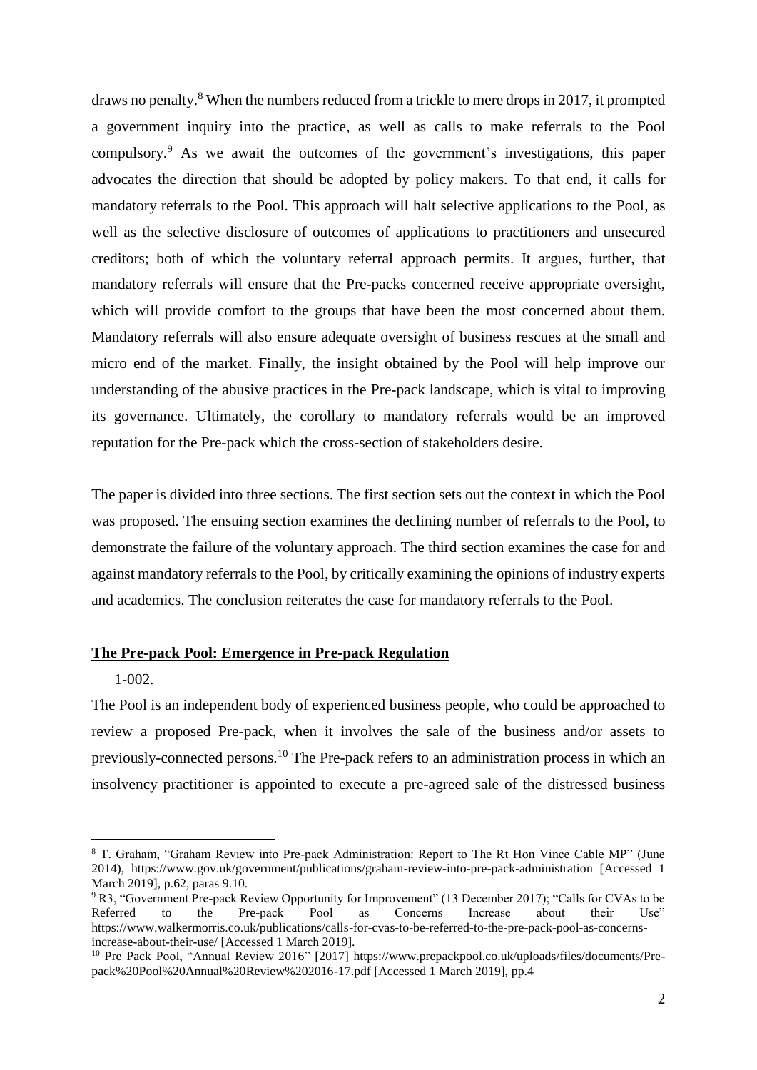draws no penalty.[8] When the numbers reduced from a trickle to mere drops in 2017, it prompted a government inquiry into the practice, as well as calls to make referrals to the Pool compulsory.[9] As we await the outcomes of the government's investigations, this paper advocates the direction that should be adopted by policy makers. To that end, it calls for mandatory referrals to the Pool. This approach will halt selective applications to the Pool, as well as the selective disclosure of outcomes of applications to practitioners and unsecured creditors; both of which the voluntary referral approach permits. It argues, further, that mandatory referrals will ensure that the Pre-packs concerned receive appropriate oversight, which will provide comfort to the groups that have been the most concerned about them. Mandatory referrals will also ensure adequate oversight of business rescues at the small and micro end of the market. Finally, the insight obtained by the Pool will help improve our understanding of the abusive practices in the Pre-pack landscape, which is vital to improving its governance. Ultimately, the corollary to mandatory referrals would be an improved reputation for the Pre-pack which the cross-section of stakeholders desire.

The paper is divided into three sections. The first section sets out the context in which the Pool was proposed. The ensuing section examines the declining number of referrals to the Pool, to demonstrate the failure of the voluntary approach. The third section examines the case for and against mandatory referrals to the Pool, by critically examining the opinions of industry experts and academics. The conclusion reiterates the case for mandatory referrals to the Pool.

## The Pre-pack Pool: Emergence in Pre-pack Regulation

1-002.

The Pool is an independent body of experienced business people, who could be approached to review a proposed Pre-pack, when it involves the sale of the business and/or assets to previously-connected persons.[10] The Pre-pack refers to an administration process in which an insolvency practitioner is appointed to execute a pre-agreed sale of the distressed business

---

[8] T. Graham, "Graham Review into Pre-pack Administration: Report to The Rt Hon Vince Cable MP" (June 2014), https://www.gov.uk/government/publications/graham-review-into-pre-pack-administration [Accessed 1 March 2019], p.62, paras 9.10.

[9] R3, "Government Pre-pack Review Opportunity for Improvement" (13 December 2017); "Calls for CVAs to be Referred to the Pre-pack Pool as Concerns Increase about their Use" https://www.walkermorris.co.uk/publications/calls-for-cvas-to-be-referred-to-the-pre-pack-pool-as-concerns-increase-about-their-use/ [Accessed 1 March 2019].

[10] Pre Pack Pool, "Annual Review 2016" [2017] https://www.prepackpool.co.uk/uploads/files/documents/Pre-pack%20Pool%20Annual%20Review%202016-17.pdf [Accessed 1 March 2019], pp.4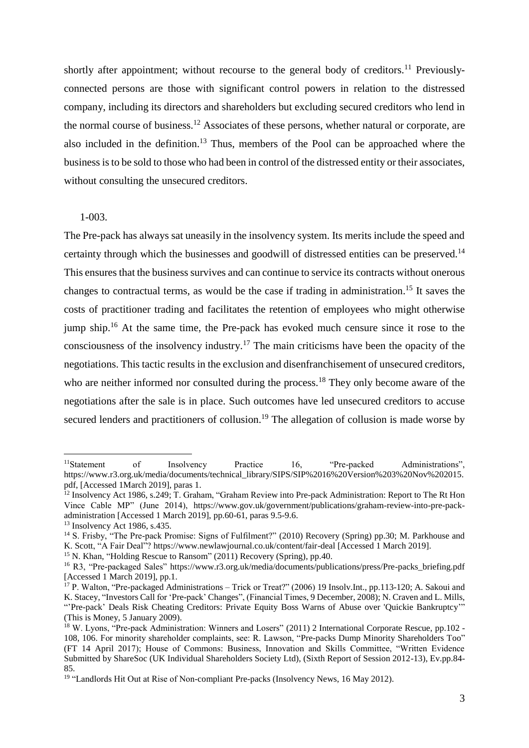shortly after appointment; without recourse to the general body of creditors.[11] Previously-connected persons are those with significant control powers in relation to the distressed company, including its directors and shareholders but excluding secured creditors who lend in the normal course of business.[12] Associates of these persons, whether natural or corporate, are also included in the definition.[13] Thus, members of the Pool can be approached where the business is to be sold to those who had been in control of the distressed entity or their associates, without consulting the unsecured creditors.

1-003.

The Pre-pack has always sat uneasily in the insolvency system. Its merits include the speed and certainty through which the businesses and goodwill of distressed entities can be preserved.[14] This ensures that the business survives and can continue to service its contracts without onerous changes to contractual terms, as would be the case if trading in administration.[15] It saves the costs of practitioner trading and facilitates the retention of employees who might otherwise jump ship.[16] At the same time, the Pre-pack has evoked much censure since it rose to the consciousness of the insolvency industry.[17] The main criticisms have been the opacity of the negotiations. This tactic results in the exclusion and disenfranchisement of unsecured creditors, who are neither informed nor consulted during the process.[18] They only become aware of the negotiations after the sale is in place. Such outcomes have led unsecured creditors to accuse secured lenders and practitioners of collusion.[19] The allegation of collusion is made worse by

---

[11] Statement of Insolvency Practice 16, "Pre-packed Administrations", https://www.r3.org.uk/media/documents/technical_library/SIPS/SIP%2016%20Version%203%20Nov%202015.pdf, [Accessed 1March 2019], paras 1.

[12] Insolvency Act 1986, s.249; T. Graham, "Graham Review into Pre-pack Administration: Report to The Rt Hon Vince Cable MP" (June 2014), https://www.gov.uk/government/publications/graham-review-into-pre-pack-administration [Accessed 1 March 2019], pp.60-61, paras 9.5-9.6.

[13] Insolvency Act 1986, s.435.

[14] S. Frisby, "The Pre-pack Promise: Signs of Fulfilment?" (2010) Recovery (Spring) pp.30; M. Parkhouse and K. Scott, "A Fair Deal"? https://www.newlawjournal.co.uk/content/fair-deal [Accessed 1 March 2019].

[15] N. Khan, "Holding Rescue to Ransom" (2011) Recovery (Spring), pp.40.

[16] R3, "Pre-packaged Sales" https://www.r3.org.uk/media/documents/publications/press/Pre-packs_briefing.pdf [Accessed 1 March 2019], pp.1.

[17] P. Walton, "Pre-packaged Administrations – Trick or Treat?" (2006) 19 Insolv.Int., pp.113-120; A. Sakoui and K. Stacey, "Investors Call for 'Pre-pack' Changes", (Financial Times, 9 December, 2008); N. Craven and L. Mills, "'Pre-pack' Deals Risk Cheating Creditors: Private Equity Boss Warns of Abuse over 'Quickie Bankruptcy'" (This is Money, 5 January 2009).

[18] W. Lyons, "Pre-pack Administration: Winners and Losers" (2011) 2 International Corporate Rescue, pp.102 - 108, 106. For minority shareholder complaints, see: R. Lawson, "Pre-packs Dump Minority Shareholders Too" (FT 14 April 2017); House of Commons: Business, Innovation and Skills Committee, "Written Evidence Submitted by ShareSoc (UK Individual Shareholders Society Ltd), (Sixth Report of Session 2012-13), Ev.pp.84-85.

[19] "Landlords Hit Out at Rise of Non-compliant Pre-packs (Insolvency News, 16 May 2012).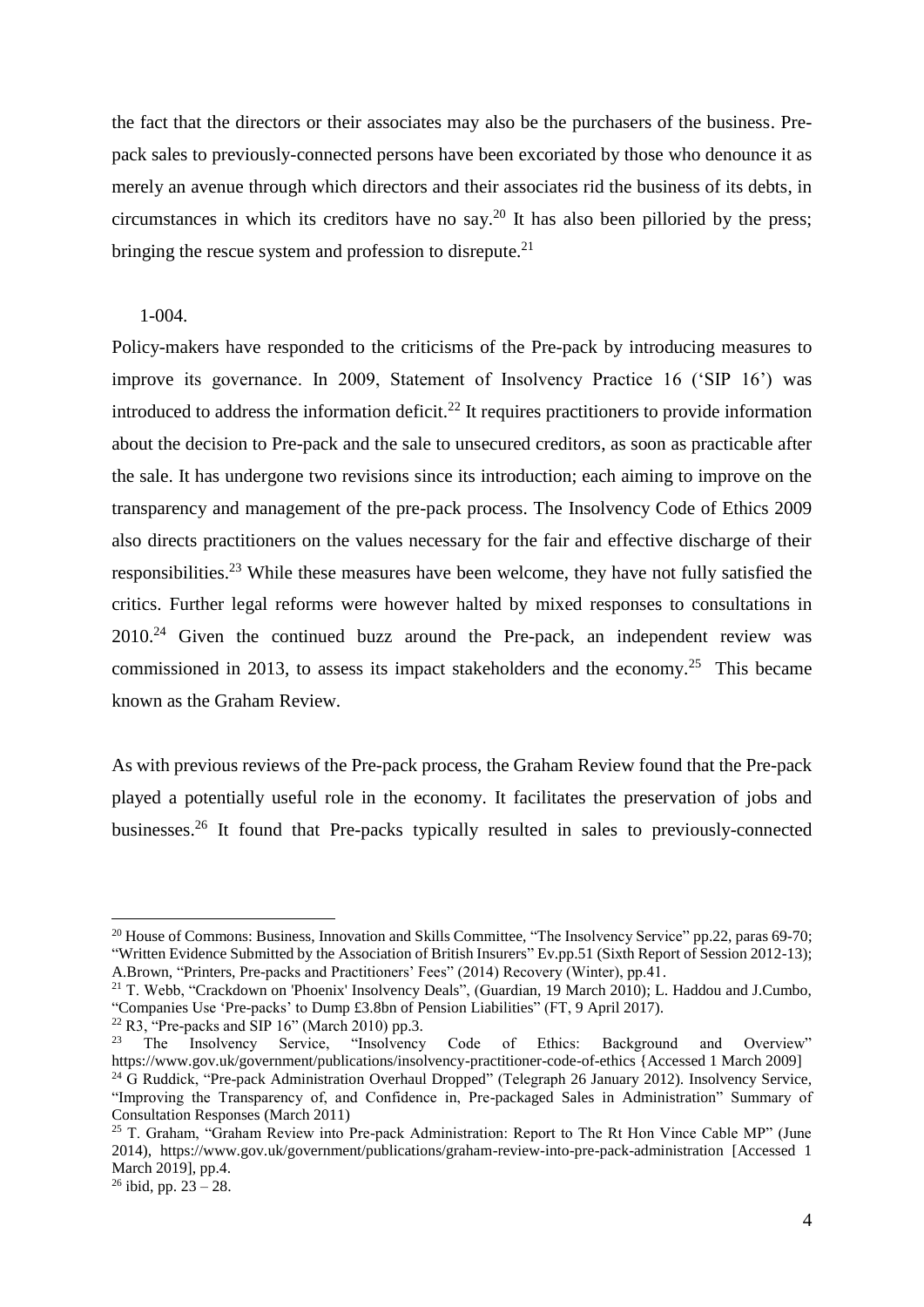the fact that the directors or their associates may also be the purchasers of the business. Pre-pack sales to previously-connected persons have been excoriated by those who denounce it as merely an avenue through which directors and their associates rid the business of its debts, in circumstances in which its creditors have no say.[20] It has also been pilloried by the press; bringing the rescue system and profession to disrepute.[21]

1-004.

Policy-makers have responded to the criticisms of the Pre-pack by introducing measures to improve its governance. In 2009, Statement of Insolvency Practice 16 ('SIP 16') was introduced to address the information deficit.[22] It requires practitioners to provide information about the decision to Pre-pack and the sale to unsecured creditors, as soon as practicable after the sale. It has undergone two revisions since its introduction; each aiming to improve on the transparency and management of the pre-pack process. The Insolvency Code of Ethics 2009 also directs practitioners on the values necessary for the fair and effective discharge of their responsibilities.[23] While these measures have been welcome, they have not fully satisfied the critics. Further legal reforms were however halted by mixed responses to consultations in 2010.[24] Given the continued buzz around the Pre-pack, an independent review was commissioned in 2013, to assess its impact stakeholders and the economy.[25] This became known as the Graham Review.

As with previous reviews of the Pre-pack process, the Graham Review found that the Pre-pack played a potentially useful role in the economy. It facilitates the preservation of jobs and businesses.[26] It found that Pre-packs typically resulted in sales to previously-connected

---

[20] House of Commons: Business, Innovation and Skills Committee, "The Insolvency Service" pp.22, paras 69-70; "Written Evidence Submitted by the Association of British Insurers" Ev.pp.51 (Sixth Report of Session 2012-13); A.Brown, "Printers, Pre-packs and Practitioners' Fees" (2014) Recovery (Winter), pp.41.

[21] T. Webb, "Crackdown on 'Phoenix' Insolvency Deals", (Guardian, 19 March 2010); L. Haddou and J.Cumbo, "Companies Use 'Pre-packs' to Dump £3.8bn of Pension Liabilities" (FT, 9 April 2017).

[22] R3, "Pre-packs and SIP 16" (March 2010) pp.3.

[23] The Insolvency Service, "Insolvency Code of Ethics: Background and Overview" https://www.gov.uk/government/publications/insolvency-practitioner-code-of-ethics {Accessed 1 March 2009]

[24] G Ruddick, "Pre-pack Administration Overhaul Dropped" (Telegraph 26 January 2012). Insolvency Service, "Improving the Transparency of, and Confidence in, Pre-packaged Sales in Administration" Summary of Consultation Responses (March 2011)

[25] T. Graham, "Graham Review into Pre-pack Administration: Report to The Rt Hon Vince Cable MP" (June 2014), https://www.gov.uk/government/publications/graham-review-into-pre-pack-administration [Accessed 1 March 2019], pp.4.

[26] ibid, pp. 23 – 28.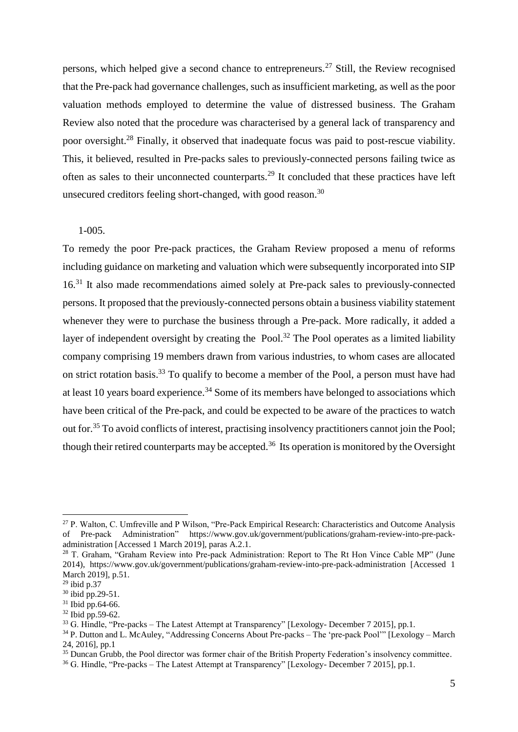persons, which helped give a second chance to entrepreneurs.[27] Still, the Review recognised that the Pre-pack had governance challenges, such as insufficient marketing, as well as the poor valuation methods employed to determine the value of distressed business. The Graham Review also noted that the procedure was characterised by a general lack of transparency and poor oversight.[28] Finally, it observed that inadequate focus was paid to post-rescue viability. This, it believed, resulted in Pre-packs sales to previously-connected persons failing twice as often as sales to their unconnected counterparts.[29] It concluded that these practices have left unsecured creditors feeling short-changed, with good reason.[30]

1-005.

To remedy the poor Pre-pack practices, the Graham Review proposed a menu of reforms including guidance on marketing and valuation which were subsequently incorporated into SIP 16.[31] It also made recommendations aimed solely at Pre-pack sales to previously-connected persons. It proposed that the previously-connected persons obtain a business viability statement whenever they were to purchase the business through a Pre-pack. More radically, it added a layer of independent oversight by creating the Pool.[32] The Pool operates as a limited liability company comprising 19 members drawn from various industries, to whom cases are allocated on strict rotation basis.[33] To qualify to become a member of the Pool, a person must have had at least 10 years board experience.[34] Some of its members have belonged to associations which have been critical of the Pre-pack, and could be expected to be aware of the practices to watch out for.[35] To avoid conflicts of interest, practising insolvency practitioners cannot join the Pool; though their retired counterparts may be accepted.[36] Its operation is monitored by the Oversight

---

[27] P. Walton, C. Umfreville and P Wilson, "Pre-Pack Empirical Research: Characteristics and Outcome Analysis of Pre-pack Administration" https://www.gov.uk/government/publications/graham-review-into-pre-pack-administration [Accessed 1 March 2019], paras A.2.1.

[28] T. Graham, "Graham Review into Pre-pack Administration: Report to The Rt Hon Vince Cable MP" (June 2014), https://www.gov.uk/government/publications/graham-review-into-pre-pack-administration [Accessed 1 March 2019], p.51.

[29] ibid p.37

[30] ibid pp.29-51.

[31] Ibid pp.64-66.

[32] Ibid pp.59-62.

[33] G. Hindle, "Pre-packs – The Latest Attempt at Transparency" [Lexology- December 7 2015], pp.1.

[34] P. Dutton and L. McAuley, "Addressing Concerns About Pre-packs – The 'pre-pack Pool'" [Lexology – March 24, 2016], pp.1

[35] Duncan Grubb, the Pool director was former chair of the British Property Federation's insolvency committee.

[36] G. Hindle, "Pre-packs – The Latest Attempt at Transparency" [Lexology- December 7 2015], pp.1.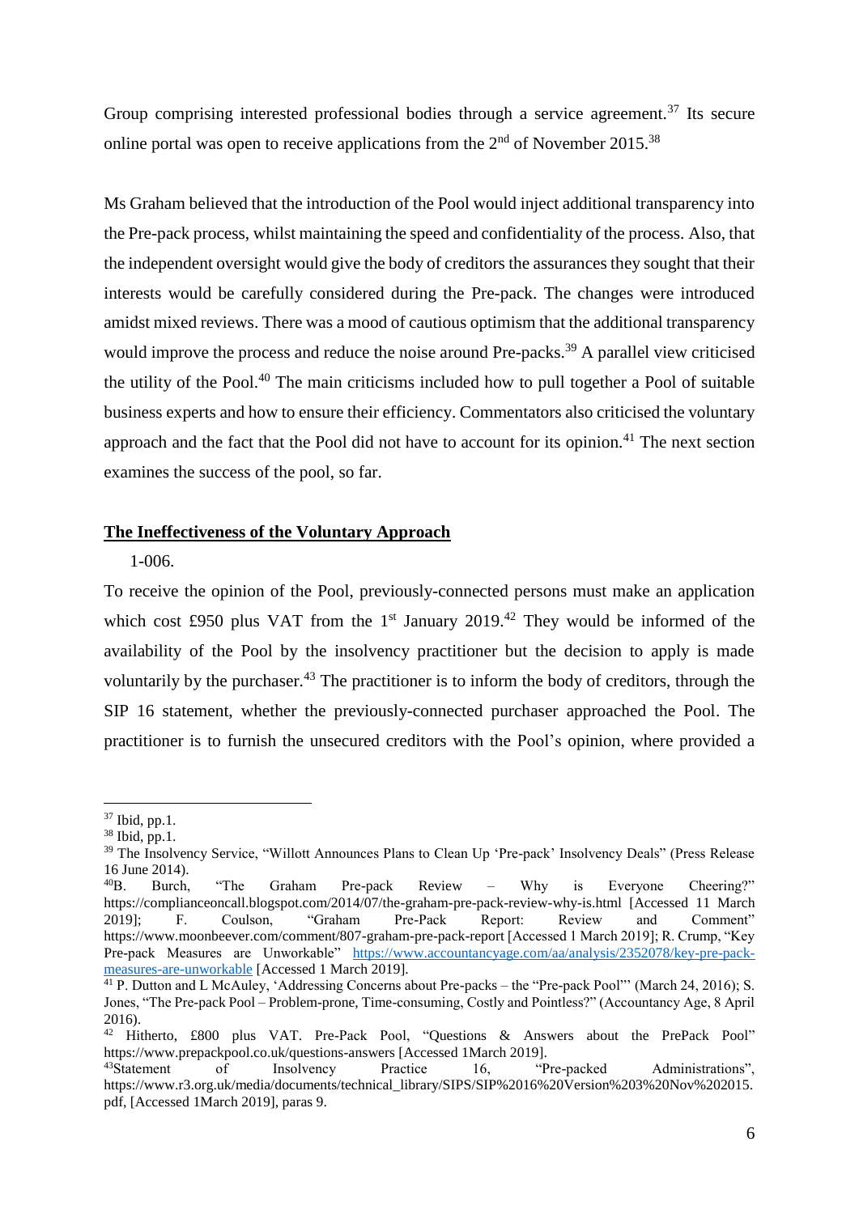Group comprising interested professional bodies through a service agreement.[37] Its secure online portal was open to receive applications from the 2nd of November 2015.[38]

Ms Graham believed that the introduction of the Pool would inject additional transparency into the Pre-pack process, whilst maintaining the speed and confidentiality of the process. Also, that the independent oversight would give the body of creditors the assurances they sought that their interests would be carefully considered during the Pre-pack. The changes were introduced amidst mixed reviews. There was a mood of cautious optimism that the additional transparency would improve the process and reduce the noise around Pre-packs.[39] A parallel view criticised the utility of the Pool.[40] The main criticisms included how to pull together a Pool of suitable business experts and how to ensure their efficiency. Commentators also criticised the voluntary approach and the fact that the Pool did not have to account for its opinion.[41] The next section examines the success of the pool, so far.

## <u>The Ineffectiveness of the Voluntary Approach</u>

1-006.

To receive the opinion of the Pool, previously-connected persons must make an application which cost £950 plus VAT from the 1st January 2019.[42] They would be informed of the availability of the Pool by the insolvency practitioner but the decision to apply is made voluntarily by the purchaser.[43] The practitioner is to inform the body of creditors, through the SIP 16 statement, whether the previously-connected purchaser approached the Pool. The practitioner is to furnish the unsecured creditors with the Pool's opinion, where provided a

---

[37] Ibid, pp.1.

[38] Ibid, pp.1.

[39] The Insolvency Service, "Willott Announces Plans to Clean Up 'Pre-pack' Insolvency Deals" (Press Release 16 June 2014).

[40] B. Burch, "The Graham Pre-pack Review – Why is Everyone Cheering?" https://complianceoncall.blogspot.com/2014/07/the-graham-pre-pack-review-why-is.html [Accessed 11 March 2019]; F. Coulson, "Graham Pre-Pack Report: Review and Comment" https://www.moonbeever.com/comment/807-graham-pre-pack-report [Accessed 1 March 2019]; R. Crump, "Key Pre-pack Measures are Unworkable" https://www.accountancyage.com/aa/analysis/2352078/key-pre-pack-measures-are-unworkable [Accessed 1 March 2019].

[41] P. Dutton and L McAuley, 'Addressing Concerns about Pre-packs – the "Pre-pack Pool"' (March 24, 2016); S. Jones, "The Pre-pack Pool – Problem-prone, Time-consuming, Costly and Pointless?" (Accountancy Age, 8 April 2016).

[42] Hitherto, £800 plus VAT. Pre-Pack Pool, "Questions & Answers about the PrePack Pool" https://www.prepackpool.co.uk/questions-answers [Accessed 1March 2019].

[43] Statement of Insolvency Practice 16, "Pre-packed Administrations", https://www.r3.org.uk/media/documents/technical_library/SIPS/SIP%2016%20Version%203%20Nov%202015.pdf, [Accessed 1March 2019], paras 9.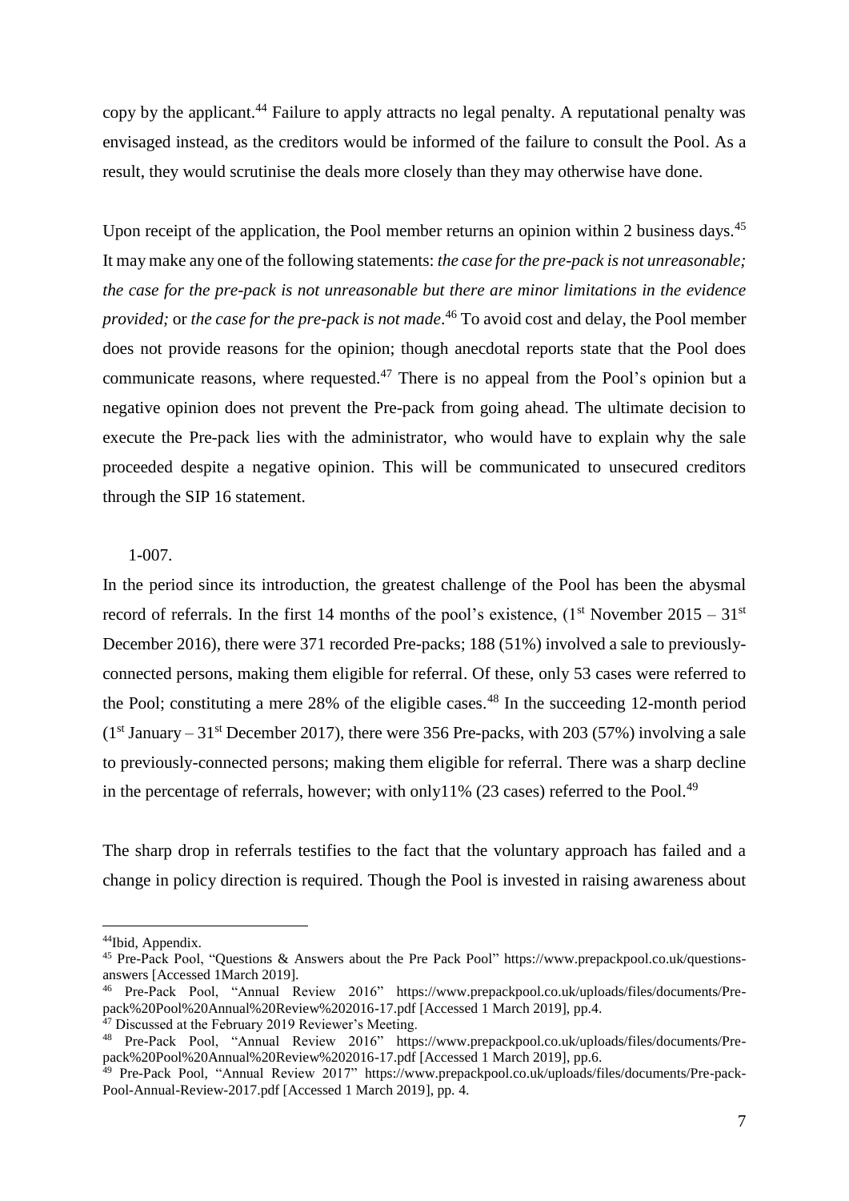copy by the applicant.[44] Failure to apply attracts no legal penalty. A reputational penalty was envisaged instead, as the creditors would be informed of the failure to consult the Pool. As a result, they would scrutinise the deals more closely than they may otherwise have done.

Upon receipt of the application, the Pool member returns an opinion within 2 business days.[45] It may make any one of the following statements: *the case for the pre-pack is not unreasonable; the case for the pre-pack is not unreasonable but there are minor limitations in the evidence provided;* or *the case for the pre-pack is not made*.[46] To avoid cost and delay, the Pool member does not provide reasons for the opinion; though anecdotal reports state that the Pool does communicate reasons, where requested.[47] There is no appeal from the Pool's opinion but a negative opinion does not prevent the Pre-pack from going ahead. The ultimate decision to execute the Pre-pack lies with the administrator, who would have to explain why the sale proceeded despite a negative opinion. This will be communicated to unsecured creditors through the SIP 16 statement.

1-007.

In the period since its introduction, the greatest challenge of the Pool has been the abysmal record of referrals. In the first 14 months of the pool's existence, (1st November 2015 – 31st December 2016), there were 371 recorded Pre-packs; 188 (51%) involved a sale to previously-connected persons, making them eligible for referral. Of these, only 53 cases were referred to the Pool; constituting a mere 28% of the eligible cases.[48] In the succeeding 12-month period (1st January – 31st December 2017), there were 356 Pre-packs, with 203 (57%) involving a sale to previously-connected persons; making them eligible for referral. There was a sharp decline in the percentage of referrals, however; with only11% (23 cases) referred to the Pool.[49]

The sharp drop in referrals testifies to the fact that the voluntary approach has failed and a change in policy direction is required. Though the Pool is invested in raising awareness about

---

[44] Ibid, Appendix.

[45] Pre-Pack Pool, "Questions & Answers about the Pre Pack Pool" https://www.prepackpool.co.uk/questions-answers [Accessed 1March 2019].

[46] Pre-Pack Pool, "Annual Review 2016" https://www.prepackpool.co.uk/uploads/files/documents/Pre-pack%20Pool%20Annual%20Review%202016-17.pdf [Accessed 1 March 2019], pp.4.

[47] Discussed at the February 2019 Reviewer's Meeting.

[48] Pre-Pack Pool, "Annual Review 2016" https://www.prepackpool.co.uk/uploads/files/documents/Pre-pack%20Pool%20Annual%20Review%202016-17.pdf [Accessed 1 March 2019], pp.6.

[49] Pre-Pack Pool, "Annual Review 2017" https://www.prepackpool.co.uk/uploads/files/documents/Pre-pack-Pool-Annual-Review-2017.pdf [Accessed 1 March 2019], pp. 4.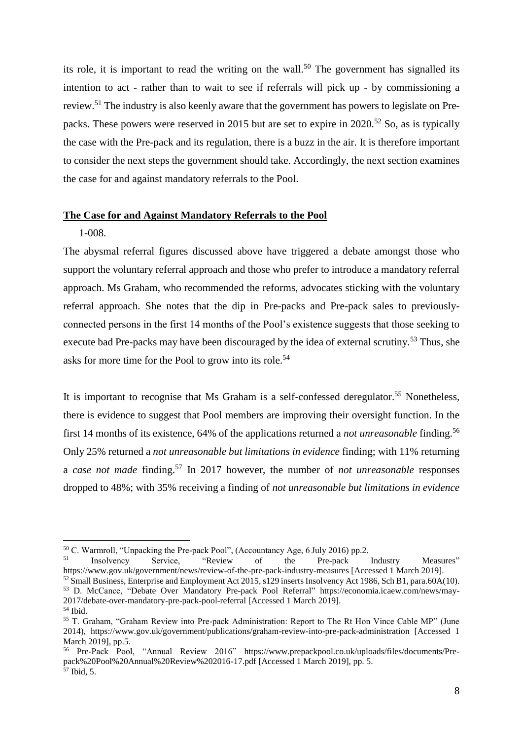its role, it is important to read the writing on the wall.[50] The government has signalled its intention to act - rather than to wait to see if referrals will pick up - by commissioning a review.[51] The industry is also keenly aware that the government has powers to legislate on Pre-packs. These powers were reserved in 2015 but are set to expire in 2020.[52] So, as is typically the case with the Pre-pack and its regulation, there is a buzz in the air. It is therefore important to consider the next steps the government should take. Accordingly, the next section examines the case for and against mandatory referrals to the Pool.

## **The Case for and Against Mandatory Referrals to the Pool**

1-008.

The abysmal referral figures discussed above have triggered a debate amongst those who support the voluntary referral approach and those who prefer to introduce a mandatory referral approach. Ms Graham, who recommended the reforms, advocates sticking with the voluntary referral approach. She notes that the dip in Pre-packs and Pre-pack sales to previously-connected persons in the first 14 months of the Pool's existence suggests that those seeking to execute bad Pre-packs may have been discouraged by the idea of external scrutiny.[53] Thus, she asks for more time for the Pool to grow into its role.[54]

It is important to recognise that Ms Graham is a self-confessed deregulator.[55] Nonetheless, there is evidence to suggest that Pool members are improving their oversight function. In the first 14 months of its existence, 64% of the applications returned a *not unreasonable* finding.[56] Only 25% returned a *not unreasonable but limitations in evidence* finding; with 11% returning a *case not made* finding.[57] In 2017 however, the number of *not unreasonable* responses dropped to 48%; with 35% receiving a finding of *not unreasonable but limitations in evidence*

---

[50] C. Warmroll, "Unpacking the Pre-pack Pool", (Accountancy Age, 6 July 2016) pp.2.

[51] Insolvency Service, "Review of the Pre-pack Industry Measures" https://www.gov.uk/government/news/review-of-the-pre-pack-industry-measures [Accessed 1 March 2019].

[52] Small Business, Enterprise and Employment Act 2015, s129 inserts Insolvency Act 1986, Sch B1, para.60A(10).

[53] D. McCance, "Debate Over Mandatory Pre-pack Pool Referral" https://economia.icaew.com/news/may-2017/debate-over-mandatory-pre-pack-pool-referral [Accessed 1 March 2019].

[54] Ibid.

[55] T. Graham, "Graham Review into Pre-pack Administration: Report to The Rt Hon Vince Cable MP" (June 2014), https://www.gov.uk/government/publications/graham-review-into-pre-pack-administration [Accessed 1 March 2019], pp.5.

[56] Pre-Pack Pool, "Annual Review 2016" https://www.prepackpool.co.uk/uploads/files/documents/Pre-pack%20Pool%20Annual%20Review%202016-17.pdf [Accessed 1 March 2019], pp. 5.

[57] Ibid, 5.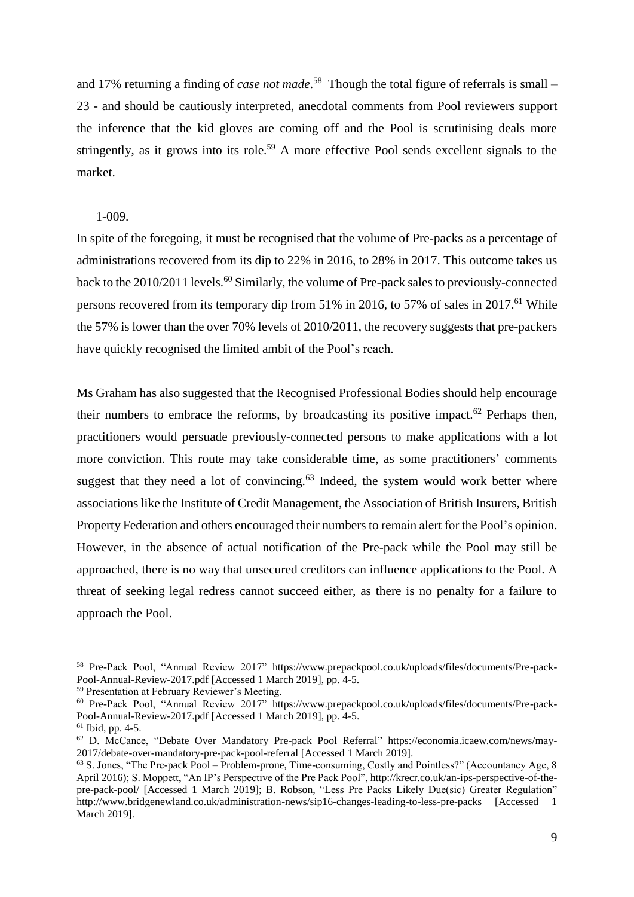and 17% returning a finding of *case not made*.[58] Though the total figure of referrals is small – 23 - and should be cautiously interpreted, anecdotal comments from Pool reviewers support the inference that the kid gloves are coming off and the Pool is scrutinising deals more stringently, as it grows into its role.[59] A more effective Pool sends excellent signals to the market.

1-009.

In spite of the foregoing, it must be recognised that the volume of Pre-packs as a percentage of administrations recovered from its dip to 22% in 2016, to 28% in 2017. This outcome takes us back to the 2010/2011 levels.[60] Similarly, the volume of Pre-pack sales to previously-connected persons recovered from its temporary dip from 51% in 2016, to 57% of sales in 2017.[61] While the 57% is lower than the over 70% levels of 2010/2011, the recovery suggests that pre-packers have quickly recognised the limited ambit of the Pool's reach.

Ms Graham has also suggested that the Recognised Professional Bodies should help encourage their numbers to embrace the reforms, by broadcasting its positive impact.[62] Perhaps then, practitioners would persuade previously-connected persons to make applications with a lot more conviction. This route may take considerable time, as some practitioners' comments suggest that they need a lot of convincing.[63] Indeed, the system would work better where associations like the Institute of Credit Management, the Association of British Insurers, British Property Federation and others encouraged their numbers to remain alert for the Pool's opinion. However, in the absence of actual notification of the Pre-pack while the Pool may still be approached, there is no way that unsecured creditors can influence applications to the Pool. A threat of seeking legal redress cannot succeed either, as there is no penalty for a failure to approach the Pool.

---

[58] Pre-Pack Pool, "Annual Review 2017" https://www.prepackpool.co.uk/uploads/files/documents/Pre-pack-Pool-Annual-Review-2017.pdf [Accessed 1 March 2019], pp. 4-5.

[59] Presentation at February Reviewer's Meeting.

[60] Pre-Pack Pool, "Annual Review 2017" https://www.prepackpool.co.uk/uploads/files/documents/Pre-pack-Pool-Annual-Review-2017.pdf [Accessed 1 March 2019], pp. 4-5.

[61] Ibid, pp. 4-5.

[62] D. McCance, "Debate Over Mandatory Pre-pack Pool Referral" https://economia.icaew.com/news/may-2017/debate-over-mandatory-pre-pack-pool-referral [Accessed 1 March 2019].

[63] S. Jones, "The Pre-pack Pool – Problem-prone, Time-consuming, Costly and Pointless?" (Accountancy Age, 8 April 2016); S. Moppett, "An IP's Perspective of the Pre Pack Pool", http://krecr.co.uk/an-ips-perspective-of-the-pre-pack-pool/ [Accessed 1 March 2019]; B. Robson, "Less Pre Packs Likely Due(sic) Greater Regulation" http://www.bridgenewland.co.uk/administration-news/sip16-changes-leading-to-less-pre-packs [Accessed 1 March 2019].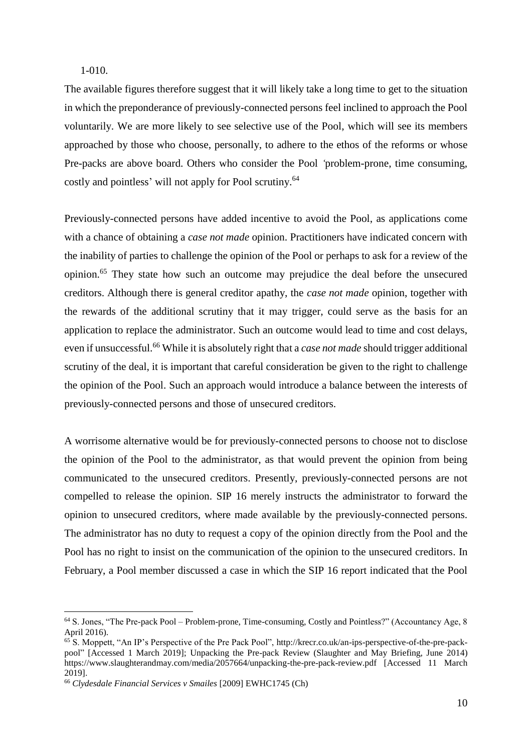1-010.

The available figures therefore suggest that it will likely take a long time to get to the situation in which the preponderance of previously-connected persons feel inclined to approach the Pool voluntarily. We are more likely to see selective use of the Pool, which will see its members approached by those who choose, personally, to adhere to the ethos of the reforms or whose Pre-packs are above board. Others who consider the Pool *'*problem-prone, time consuming, costly and pointless' will not apply for Pool scrutiny.[64]

Previously-connected persons have added incentive to avoid the Pool, as applications come with a chance of obtaining a *case not made* opinion. Practitioners have indicated concern with the inability of parties to challenge the opinion of the Pool or perhaps to ask for a review of the opinion.[65] They state how such an outcome may prejudice the deal before the unsecured creditors. Although there is general creditor apathy, the *case not made* opinion, together with the rewards of the additional scrutiny that it may trigger, could serve as the basis for an application to replace the administrator. Such an outcome would lead to time and cost delays, even if unsuccessful.[66] While it is absolutely right that a *case not made* should trigger additional scrutiny of the deal, it is important that careful consideration be given to the right to challenge the opinion of the Pool. Such an approach would introduce a balance between the interests of previously-connected persons and those of unsecured creditors.

A worrisome alternative would be for previously-connected persons to choose not to disclose the opinion of the Pool to the administrator, as that would prevent the opinion from being communicated to the unsecured creditors. Presently, previously-connected persons are not compelled to release the opinion. SIP 16 merely instructs the administrator to forward the opinion to unsecured creditors, where made available by the previously-connected persons. The administrator has no duty to request a copy of the opinion directly from the Pool and the Pool has no right to insist on the communication of the opinion to the unsecured creditors. In February, a Pool member discussed a case in which the SIP 16 report indicated that the Pool

---

[64] S. Jones, "The Pre-pack Pool – Problem-prone, Time-consuming, Costly and Pointless?" (Accountancy Age, 8 April 2016).

[65] S. Moppett, "An IP's Perspective of the Pre Pack Pool", http://krecr.co.uk/an-ips-perspective-of-the-pre-pack-pool" [Accessed 1 March 2019]; Unpacking the Pre-pack Review (Slaughter and May Briefing, June 2014) https://www.slaughterandmay.com/media/2057664/unpacking-the-pre-pack-review.pdf [Accessed 11 March 2019].

[66] *Clydesdale Financial Services v Smailes* [2009] EWHC1745 (Ch)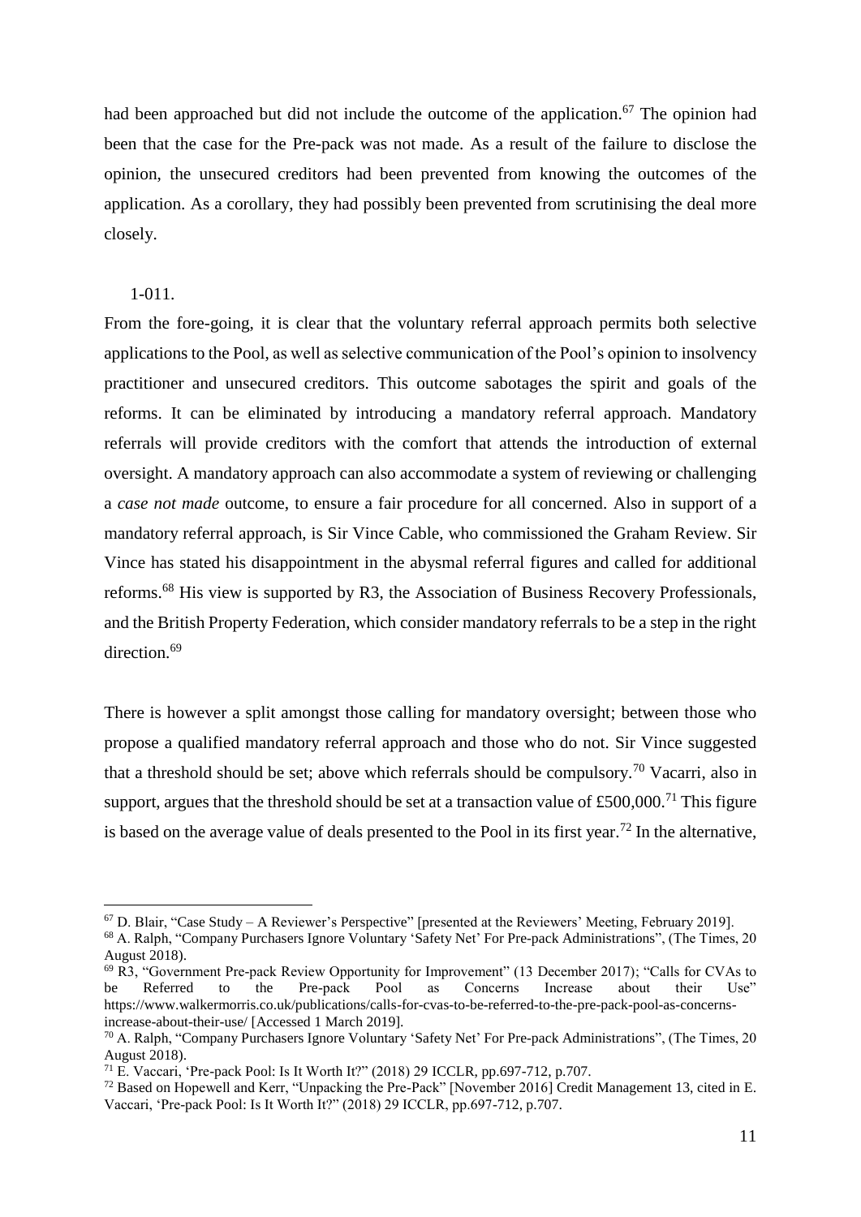had been approached but did not include the outcome of the application.[67] The opinion had been that the case for the Pre-pack was not made. As a result of the failure to disclose the opinion, the unsecured creditors had been prevented from knowing the outcomes of the application. As a corollary, they had possibly been prevented from scrutinising the deal more closely.

1-011.

From the fore-going, it is clear that the voluntary referral approach permits both selective applications to the Pool, as well as selective communication of the Pool's opinion to insolvency practitioner and unsecured creditors. This outcome sabotages the spirit and goals of the reforms. It can be eliminated by introducing a mandatory referral approach. Mandatory referrals will provide creditors with the comfort that attends the introduction of external oversight. A mandatory approach can also accommodate a system of reviewing or challenging a *case not made* outcome, to ensure a fair procedure for all concerned. Also in support of a mandatory referral approach, is Sir Vince Cable, who commissioned the Graham Review. Sir Vince has stated his disappointment in the abysmal referral figures and called for additional reforms.[68] His view is supported by R3, the Association of Business Recovery Professionals, and the British Property Federation, which consider mandatory referrals to be a step in the right direction.[69]

There is however a split amongst those calling for mandatory oversight; between those who propose a qualified mandatory referral approach and those who do not. Sir Vince suggested that a threshold should be set; above which referrals should be compulsory.[70] Vacarri, also in support, argues that the threshold should be set at a transaction value of £500,000.[71] This figure is based on the average value of deals presented to the Pool in its first year.[72] In the alternative,

---

[67] D. Blair, "Case Study – A Reviewer's Perspective" [presented at the Reviewers' Meeting, February 2019].

[68] A. Ralph, "Company Purchasers Ignore Voluntary 'Safety Net' For Pre-pack Administrations", (The Times, 20 August 2018).

[69] R3, "Government Pre-pack Review Opportunity for Improvement" (13 December 2017); "Calls for CVAs to be Referred to the Pre-pack Pool as Concerns Increase about their Use" https://www.walkermorris.co.uk/publications/calls-for-cvas-to-be-referred-to-the-pre-pack-pool-as-concerns-increase-about-their-use/ [Accessed 1 March 2019].

[70] A. Ralph, "Company Purchasers Ignore Voluntary 'Safety Net' For Pre-pack Administrations", (The Times, 20 August 2018).

[71] E. Vaccari, 'Pre-pack Pool: Is It Worth It?" (2018) 29 ICCLR, pp.697-712, p.707.

[72] Based on Hopewell and Kerr, "Unpacking the Pre-Pack" [November 2016] Credit Management 13, cited in E. Vaccari, 'Pre-pack Pool: Is It Worth It?" (2018) 29 ICCLR, pp.697-712, p.707.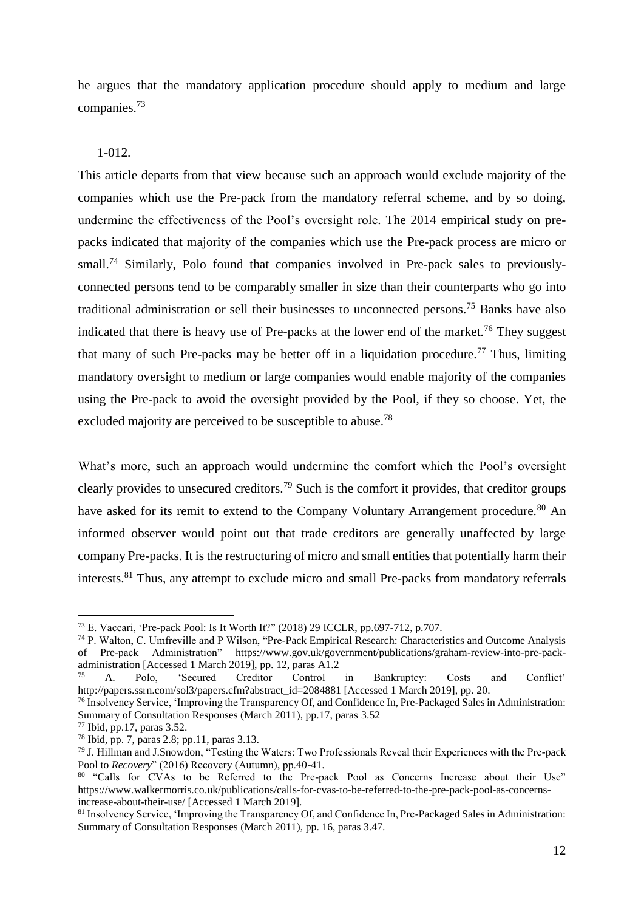he argues that the mandatory application procedure should apply to medium and large companies.[73]

1-012.

This article departs from that view because such an approach would exclude majority of the companies which use the Pre-pack from the mandatory referral scheme, and by so doing, undermine the effectiveness of the Pool's oversight role. The 2014 empirical study on pre-packs indicated that majority of the companies which use the Pre-pack process are micro or small.[74] Similarly, Polo found that companies involved in Pre-pack sales to previously-connected persons tend to be comparably smaller in size than their counterparts who go into traditional administration or sell their businesses to unconnected persons.[75] Banks have also indicated that there is heavy use of Pre-packs at the lower end of the market.[76] They suggest that many of such Pre-packs may be better off in a liquidation procedure.[77] Thus, limiting mandatory oversight to medium or large companies would enable majority of the companies using the Pre-pack to avoid the oversight provided by the Pool, if they so choose. Yet, the excluded majority are perceived to be susceptible to abuse.[78]

What's more, such an approach would undermine the comfort which the Pool's oversight clearly provides to unsecured creditors.[79] Such is the comfort it provides, that creditor groups have asked for its remit to extend to the Company Voluntary Arrangement procedure.[80] An informed observer would point out that trade creditors are generally unaffected by large company Pre-packs. It is the restructuring of micro and small entities that potentially harm their interests.[81] Thus, any attempt to exclude micro and small Pre-packs from mandatory referrals

---

[73] E. Vaccari, 'Pre-pack Pool: Is It Worth It?" (2018) 29 ICCLR, pp.697-712, p.707.

[74] P. Walton, C. Umfreville and P Wilson, "Pre-Pack Empirical Research: Characteristics and Outcome Analysis of Pre-pack Administration" https://www.gov.uk/government/publications/graham-review-into-pre-pack-administration [Accessed 1 March 2019], pp. 12, paras A1.2

[75] A. Polo, 'Secured Creditor Control in Bankruptcy: Costs and Conflict' http://papers.ssrn.com/sol3/papers.cfm?abstract_id=2084881 [Accessed 1 March 2019], pp. 20.

[76] Insolvency Service, 'Improving the Transparency Of, and Confidence In, Pre-Packaged Sales in Administration: Summary of Consultation Responses (March 2011), pp.17, paras 3.52

[77] Ibid, pp.17, paras 3.52.

[78] Ibid, pp. 7, paras 2.8; pp.11, paras 3.13.

[79] J. Hillman and J.Snowdon, "Testing the Waters: Two Professionals Reveal their Experiences with the Pre-pack Pool to *Recovery*" (2016) Recovery (Autumn), pp.40-41.

[80] "Calls for CVAs to be Referred to the Pre-pack Pool as Concerns Increase about their Use" https://www.walkermorris.co.uk/publications/calls-for-cvas-to-be-referred-to-the-pre-pack-pool-as-concerns-increase-about-their-use/ [Accessed 1 March 2019].

[81] Insolvency Service, 'Improving the Transparency Of, and Confidence In, Pre-Packaged Sales in Administration: Summary of Consultation Responses (March 2011), pp. 16, paras 3.47.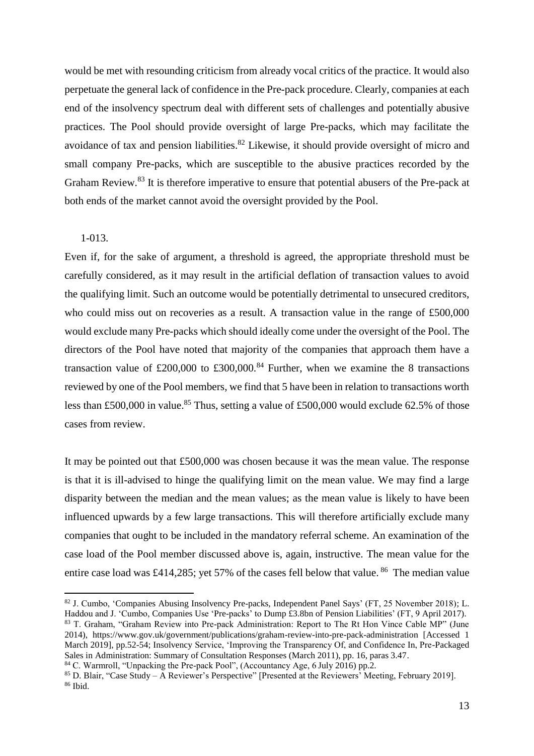would be met with resounding criticism from already vocal critics of the practice. It would also perpetuate the general lack of confidence in the Pre-pack procedure. Clearly, companies at each end of the insolvency spectrum deal with different sets of challenges and potentially abusive practices. The Pool should provide oversight of large Pre-packs, which may facilitate the avoidance of tax and pension liabilities.[82] Likewise, it should provide oversight of micro and small company Pre-packs, which are susceptible to the abusive practices recorded by the Graham Review.[83] It is therefore imperative to ensure that potential abusers of the Pre-pack at both ends of the market cannot avoid the oversight provided by the Pool.

1-013.

Even if, for the sake of argument, a threshold is agreed, the appropriate threshold must be carefully considered, as it may result in the artificial deflation of transaction values to avoid the qualifying limit. Such an outcome would be potentially detrimental to unsecured creditors, who could miss out on recoveries as a result. A transaction value in the range of £500,000 would exclude many Pre-packs which should ideally come under the oversight of the Pool. The directors of the Pool have noted that majority of the companies that approach them have a transaction value of £200,000 to £300,000.[84] Further, when we examine the 8 transactions reviewed by one of the Pool members, we find that 5 have been in relation to transactions worth less than £500,000 in value.[85] Thus, setting a value of £500,000 would exclude 62.5% of those cases from review.

It may be pointed out that £500,000 was chosen because it was the mean value. The response is that it is ill-advised to hinge the qualifying limit on the mean value. We may find a large disparity between the median and the mean values; as the mean value is likely to have been influenced upwards by a few large transactions. This will therefore artificially exclude many companies that ought to be included in the mandatory referral scheme. An examination of the case load of the Pool member discussed above is, again, instructive. The mean value for the entire case load was £414,285; yet 57% of the cases fell below that value.[86] The median value

---

[82] J. Cumbo, 'Companies Abusing Insolvency Pre-packs, Independent Panel Says' (FT, 25 November 2018); L. Haddou and J. 'Cumbo, Companies Use 'Pre-packs' to Dump £3.8bn of Pension Liabilities' (FT, 9 April 2017).

[83] T. Graham, "Graham Review into Pre-pack Administration: Report to The Rt Hon Vince Cable MP" (June 2014), https://www.gov.uk/government/publications/graham-review-into-pre-pack-administration [Accessed 1 March 2019], pp.52-54; Insolvency Service, 'Improving the Transparency Of, and Confidence In, Pre-Packaged Sales in Administration: Summary of Consultation Responses (March 2011), pp. 16, paras 3.47.

[84] C. Warmroll, "Unpacking the Pre-pack Pool", (Accountancy Age, 6 July 2016) pp.2.

[85] D. Blair, "Case Study – A Reviewer's Perspective" [Presented at the Reviewers' Meeting, February 2019].

[86] Ibid.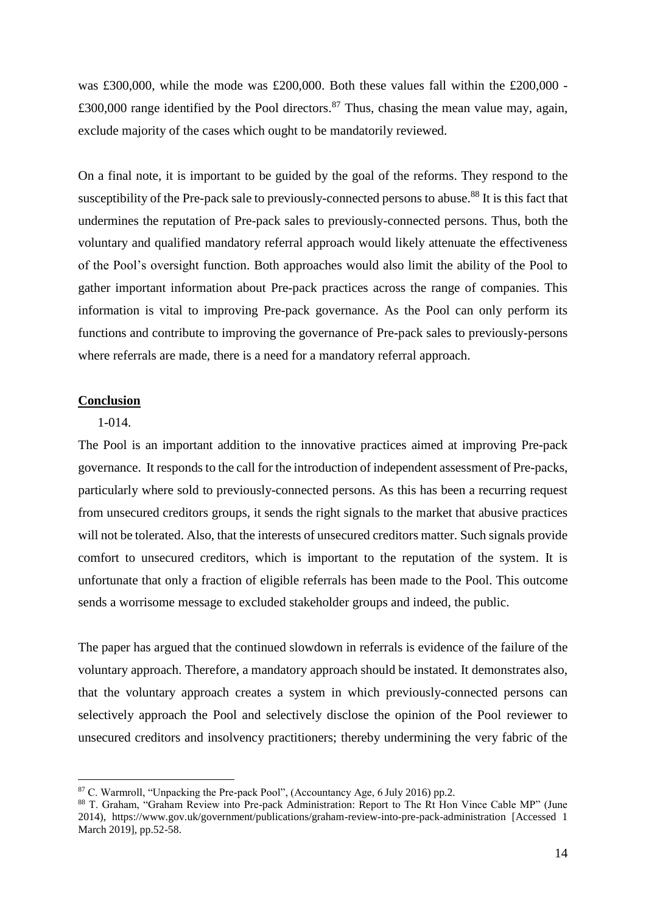was £300,000, while the mode was £200,000. Both these values fall within the £200,000 - £300,000 range identified by the Pool directors.[87] Thus, chasing the mean value may, again, exclude majority of the cases which ought to be mandatorily reviewed.

On a final note, it is important to be guided by the goal of the reforms. They respond to the susceptibility of the Pre-pack sale to previously-connected persons to abuse.[88] It is this fact that undermines the reputation of Pre-pack sales to previously-connected persons. Thus, both the voluntary and qualified mandatory referral approach would likely attenuate the effectiveness of the Pool's oversight function. Both approaches would also limit the ability of the Pool to gather important information about Pre-pack practices across the range of companies. This information is vital to improving Pre-pack governance. As the Pool can only perform its functions and contribute to improving the governance of Pre-pack sales to previously-persons where referrals are made, there is a need for a mandatory referral approach.

## Conclusion

1-014.

The Pool is an important addition to the innovative practices aimed at improving Pre-pack governance. It responds to the call for the introduction of independent assessment of Pre-packs, particularly where sold to previously-connected persons. As this has been a recurring request from unsecured creditors groups, it sends the right signals to the market that abusive practices will not be tolerated. Also, that the interests of unsecured creditors matter. Such signals provide comfort to unsecured creditors, which is important to the reputation of the system. It is unfortunate that only a fraction of eligible referrals has been made to the Pool. This outcome sends a worrisome message to excluded stakeholder groups and indeed, the public.

The paper has argued that the continued slowdown in referrals is evidence of the failure of the voluntary approach. Therefore, a mandatory approach should be instated. It demonstrates also, that the voluntary approach creates a system in which previously-connected persons can selectively approach the Pool and selectively disclose the opinion of the Pool reviewer to unsecured creditors and insolvency practitioners; thereby undermining the very fabric of the

---

[87] C. Warmroll, "Unpacking the Pre-pack Pool", (Accountancy Age, 6 July 2016) pp.2.

[88] T. Graham, "Graham Review into Pre-pack Administration: Report to The Rt Hon Vince Cable MP" (June 2014), https://www.gov.uk/government/publications/graham-review-into-pre-pack-administration [Accessed 1 March 2019], pp.52-58.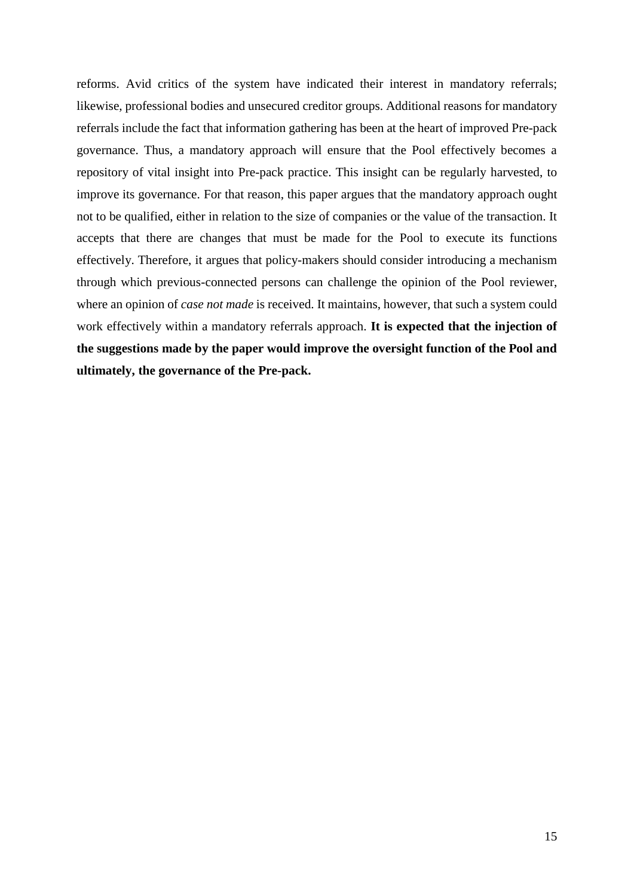reforms. Avid critics of the system have indicated their interest in mandatory referrals; likewise, professional bodies and unsecured creditor groups. Additional reasons for mandatory referrals include the fact that information gathering has been at the heart of improved Pre-pack governance. Thus, a mandatory approach will ensure that the Pool effectively becomes a repository of vital insight into Pre-pack practice. This insight can be regularly harvested, to improve its governance. For that reason, this paper argues that the mandatory approach ought not to be qualified, either in relation to the size of companies or the value of the transaction. It accepts that there are changes that must be made for the Pool to execute its functions effectively. Therefore, it argues that policy-makers should consider introducing a mechanism through which previous-connected persons can challenge the opinion of the Pool reviewer, where an opinion of *case not made* is received. It maintains, however, that such a system could work effectively within a mandatory referrals approach. **It is expected that the injection of the suggestions made by the paper would improve the oversight function of the Pool and ultimately, the governance of the Pre-pack.**